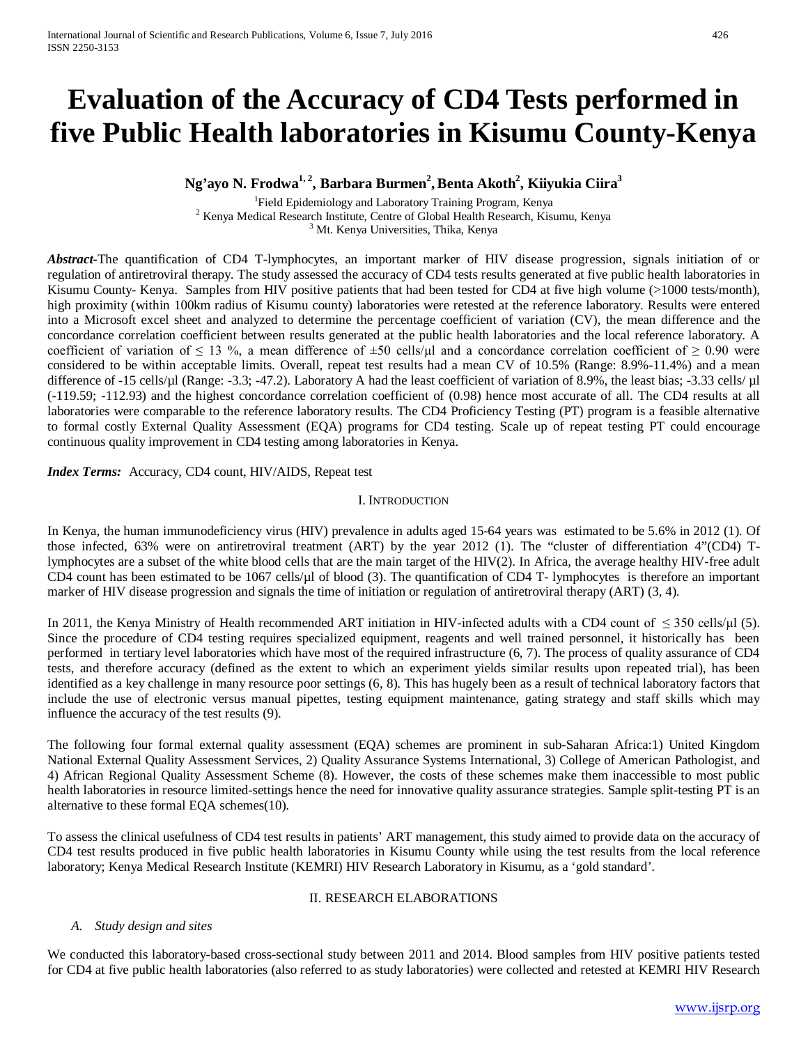# Evaluation of the Accuracy of CD4 Tests performed in five Public Health laboratories in Kisumu County-Kenya

**Ng'ayo N. Frodwa[1, 2], Barbara Burmen[2], Benta Akoth[2], Kiiyukia Ciira[3]**

[1]Field Epidemiology and Laboratory Training Program, Kenya
[2] Kenya Medical Research Institute, Centre of Global Health Research, Kisumu, Kenya
[3] Mt. Kenya Universities, Thika, Kenya

***Abstract*-**The quantification of CD4 T-lymphocytes, an important marker of HIV disease progression, signals initiation of or regulation of antiretroviral therapy. The study assessed the accuracy of CD4 tests results generated at five public health laboratories in Kisumu County- Kenya. Samples from HIV positive patients that had been tested for CD4 at five high volume (>1000 tests/month), high proximity (within 100km radius of Kisumu county) laboratories were retested at the reference laboratory. Results were entered into a Microsoft excel sheet and analyzed to determine the percentage coefficient of variation (CV), the mean difference and the concordance correlation coefficient between results generated at the public health laboratories and the local reference laboratory. A coefficient of variation of ≤ 13 %, a mean difference of ±50 cells/µl and a concordance correlation coefficient of ≥ 0.90 were considered to be within acceptable limits. Overall, repeat test results had a mean CV of 10.5% (Range: 8.9%-11.4%) and a mean difference of -15 cells/µl (Range: -3.3; -47.2). Laboratory A had the least coefficient of variation of 8.9%, the least bias; -3.33 cells/ µl (-119.59; -112.93) and the highest concordance correlation coefficient of (0.98) hence most accurate of all. The CD4 results at all laboratories were comparable to the reference laboratory results. The CD4 Proficiency Testing (PT) program is a feasible alternative to formal costly External Quality Assessment (EQA) programs for CD4 testing. Scale up of repeat testing PT could encourage continuous quality improvement in CD4 testing among laboratories in Kenya.

***Index Terms:*** Accuracy, CD4 count, HIV/AIDS, Repeat test

## I. Introduction

In Kenya, the human immunodeficiency virus (HIV) prevalence in adults aged 15-64 years was estimated to be 5.6% in 2012 (1). Of those infected, 63% were on antiretroviral treatment (ART) by the year 2012 (1). The "cluster of differentiation 4"(CD4) T-lymphocytes are a subset of the white blood cells that are the main target of the HIV(2). In Africa, the average healthy HIV-free adult CD4 count has been estimated to be 1067 cells/µl of blood (3). The quantification of CD4 T- lymphocytes is therefore an important marker of HIV disease progression and signals the time of initiation or regulation of antiretroviral therapy (ART) (3, 4).

In 2011, the Kenya Ministry of Health recommended ART initiation in HIV-infected adults with a CD4 count of ≤ 350 cells/µl (5). Since the procedure of CD4 testing requires specialized equipment, reagents and well trained personnel, it historically has been performed in tertiary level laboratories which have most of the required infrastructure (6, 7). The process of quality assurance of CD4 tests, and therefore accuracy (defined as the extent to which an experiment yields similar results upon repeated trial), has been identified as a key challenge in many resource poor settings (6, 8). This has hugely been as a result of technical laboratory factors that include the use of electronic versus manual pipettes, testing equipment maintenance, gating strategy and staff skills which may influence the accuracy of the test results (9).

The following four formal external quality assessment (EQA) schemes are prominent in sub-Saharan Africa:1) United Kingdom National External Quality Assessment Services, 2) Quality Assurance Systems International, 3) College of American Pathologist, and 4) African Regional Quality Assessment Scheme (8). However, the costs of these schemes make them inaccessible to most public health laboratories in resource limited-settings hence the need for innovative quality assurance strategies. Sample split-testing PT is an alternative to these formal EQA schemes(10).

To assess the clinical usefulness of CD4 test results in patients' ART management, this study aimed to provide data on the accuracy of CD4 test results produced in five public health laboratories in Kisumu County while using the test results from the local reference laboratory; Kenya Medical Research Institute (KEMRI) HIV Research Laboratory in Kisumu, as a 'gold standard'.

## II. Research Elaborations

### *A. Study design and sites*

We conducted this laboratory-based cross-sectional study between 2011 and 2014. Blood samples from HIV positive patients tested for CD4 at five public health laboratories (also referred to as study laboratories) were collected and retested at KEMRI HIV Research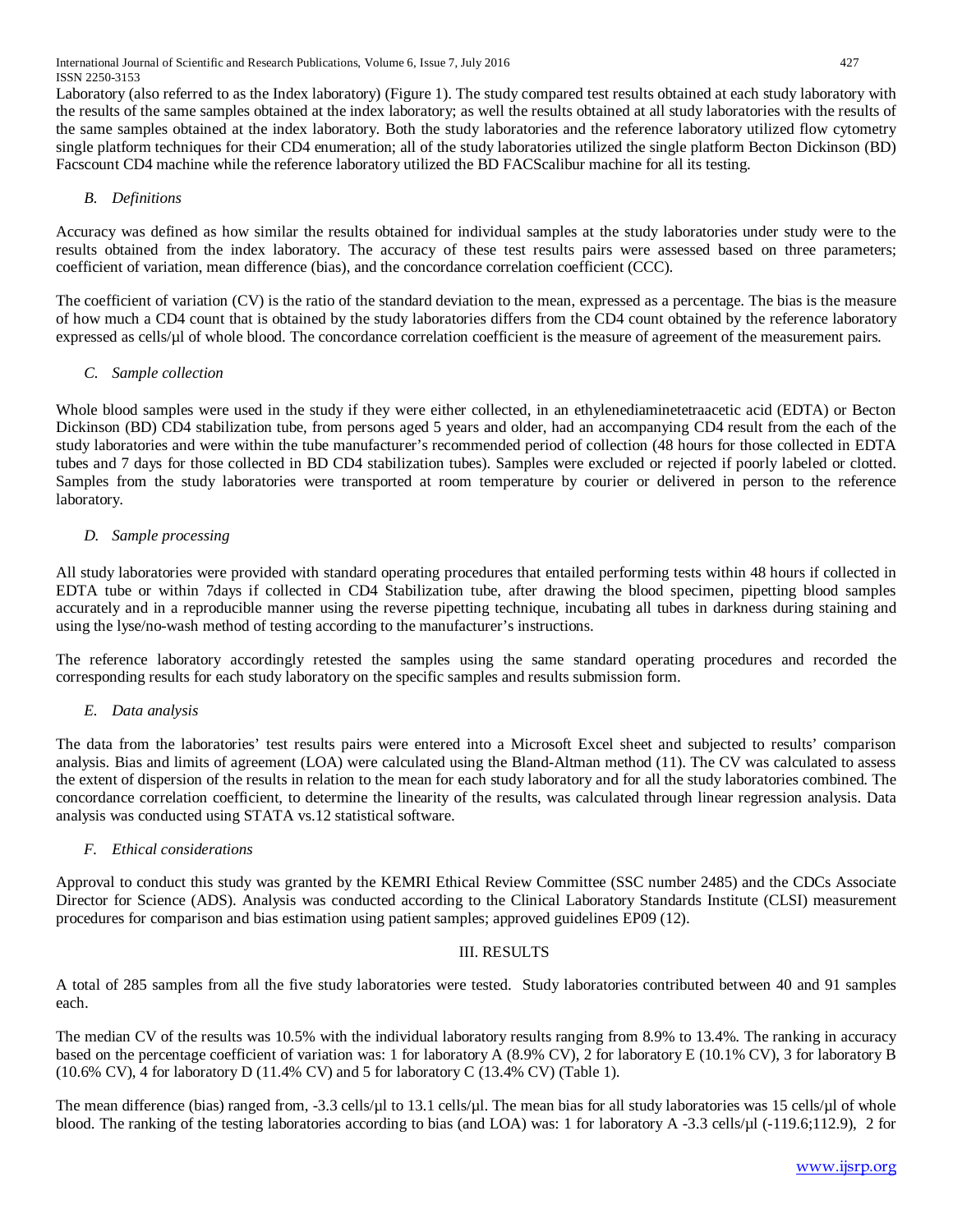Laboratory (also referred to as the Index laboratory) (Figure 1). The study compared test results obtained at each study laboratory with the results of the same samples obtained at the index laboratory; as well the results obtained at all study laboratories with the results of the same samples obtained at the index laboratory. Both the study laboratories and the reference laboratory utilized flow cytometry single platform techniques for their CD4 enumeration; all of the study laboratories utilized the single platform Becton Dickinson (BD) Facscount CD4 machine while the reference laboratory utilized the BD FACScalibur machine for all its testing.

### *B. Definitions*

Accuracy was defined as how similar the results obtained for individual samples at the study laboratories under study were to the results obtained from the index laboratory. The accuracy of these test results pairs were assessed based on three parameters; coefficient of variation, mean difference (bias), and the concordance correlation coefficient (CCC).

The coefficient of variation (CV) is the ratio of the standard deviation to the mean, expressed as a percentage. The bias is the measure of how much a CD4 count that is obtained by the study laboratories differs from the CD4 count obtained by the reference laboratory expressed as cells/µl of whole blood. The concordance correlation coefficient is the measure of agreement of the measurement pairs.

### *C. Sample collection*

Whole blood samples were used in the study if they were either collected, in an ethylenediaminetetraacetic acid (EDTA) or Becton Dickinson (BD) CD4 stabilization tube, from persons aged 5 years and older, had an accompanying CD4 result from the each of the study laboratories and were within the tube manufacturer's recommended period of collection (48 hours for those collected in EDTA tubes and 7 days for those collected in BD CD4 stabilization tubes). Samples were excluded or rejected if poorly labeled or clotted. Samples from the study laboratories were transported at room temperature by courier or delivered in person to the reference laboratory.

### *D. Sample processing*

All study laboratories were provided with standard operating procedures that entailed performing tests within 48 hours if collected in EDTA tube or within 7days if collected in CD4 Stabilization tube, after drawing the blood specimen, pipetting blood samples accurately and in a reproducible manner using the reverse pipetting technique, incubating all tubes in darkness during staining and using the lyse/no-wash method of testing according to the manufacturer's instructions.

The reference laboratory accordingly retested the samples using the same standard operating procedures and recorded the corresponding results for each study laboratory on the specific samples and results submission form.

### *E. Data analysis*

The data from the laboratories' test results pairs were entered into a Microsoft Excel sheet and subjected to results' comparison analysis. Bias and limits of agreement (LOA) were calculated using the Bland-Altman method (11). The CV was calculated to assess the extent of dispersion of the results in relation to the mean for each study laboratory and for all the study laboratories combined. The concordance correlation coefficient, to determine the linearity of the results, was calculated through linear regression analysis. Data analysis was conducted using STATA vs.12 statistical software.

### *F. Ethical considerations*

Approval to conduct this study was granted by the KEMRI Ethical Review Committee (SSC number 2485) and the CDCs Associate Director for Science (ADS). Analysis was conducted according to the Clinical Laboratory Standards Institute (CLSI) measurement procedures for comparison and bias estimation using patient samples; approved guidelines EP09 (12).

## III. RESULTS

A total of 285 samples from all the five study laboratories were tested. Study laboratories contributed between 40 and 91 samples each.

The median CV of the results was 10.5% with the individual laboratory results ranging from 8.9% to 13.4%. The ranking in accuracy based on the percentage coefficient of variation was: 1 for laboratory A (8.9% CV), 2 for laboratory E (10.1% CV), 3 for laboratory B (10.6% CV), 4 for laboratory D (11.4% CV) and 5 for laboratory C (13.4% CV) (Table 1).

The mean difference (bias) ranged from, -3.3 cells/µl to 13.1 cells/µl. The mean bias for all study laboratories was 15 cells/µl of whole blood. The ranking of the testing laboratories according to bias (and LOA) was: 1 for laboratory A -3.3 cells/µl (-119.6;112.9), 2 for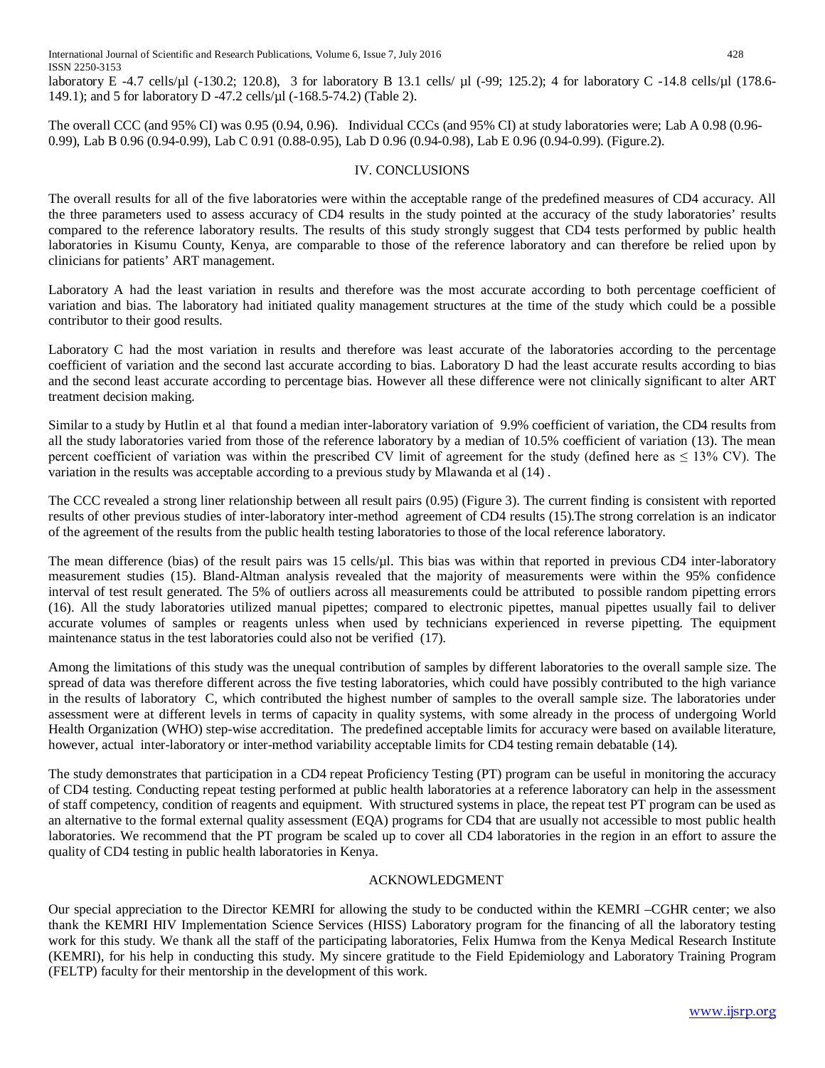laboratory E -4.7 cells/µl (-130.2; 120.8), 3 for laboratory B 13.1 cells/ µl (-99; 125.2); 4 for laboratory C -14.8 cells/µl (178.6-149.1); and 5 for laboratory D -47.2 cells/µl (-168.5-74.2) (Table 2).

The overall CCC (and 95% CI) was 0.95 (0.94, 0.96). Individual CCCs (and 95% CI) at study laboratories were; Lab A 0.98 (0.96-0.99), Lab B 0.96 (0.94-0.99), Lab C 0.91 (0.88-0.95), Lab D 0.96 (0.94-0.98), Lab E 0.96 (0.94-0.99). (Figure.2).

## IV. CONCLUSIONS

The overall results for all of the five laboratories were within the acceptable range of the predefined measures of CD4 accuracy. All the three parameters used to assess accuracy of CD4 results in the study pointed at the accuracy of the study laboratories' results compared to the reference laboratory results. The results of this study strongly suggest that CD4 tests performed by public health laboratories in Kisumu County, Kenya, are comparable to those of the reference laboratory and can therefore be relied upon by clinicians for patients' ART management.

Laboratory A had the least variation in results and therefore was the most accurate according to both percentage coefficient of variation and bias. The laboratory had initiated quality management structures at the time of the study which could be a possible contributor to their good results.

Laboratory C had the most variation in results and therefore was least accurate of the laboratories according to the percentage coefficient of variation and the second last accurate according to bias. Laboratory D had the least accurate results according to bias and the second least accurate according to percentage bias. However all these difference were not clinically significant to alter ART treatment decision making.

Similar to a study by Hutlin et al that found a median inter-laboratory variation of 9.9% coefficient of variation, the CD4 results from all the study laboratories varied from those of the reference laboratory by a median of 10.5% coefficient of variation (13). The mean percent coefficient of variation was within the prescribed CV limit of agreement for the study (defined here as ≤ 13% CV). The variation in the results was acceptable according to a previous study by Mlawanda et al (14) .

The CCC revealed a strong liner relationship between all result pairs (0.95) (Figure 3). The current finding is consistent with reported results of other previous studies of inter-laboratory inter-method agreement of CD4 results (15).The strong correlation is an indicator of the agreement of the results from the public health testing laboratories to those of the local reference laboratory.

The mean difference (bias) of the result pairs was 15 cells/µl. This bias was within that reported in previous CD4 inter-laboratory measurement studies (15). Bland-Altman analysis revealed that the majority of measurements were within the 95% confidence interval of test result generated. The 5% of outliers across all measurements could be attributed to possible random pipetting errors (16). All the study laboratories utilized manual pipettes; compared to electronic pipettes, manual pipettes usually fail to deliver accurate volumes of samples or reagents unless when used by technicians experienced in reverse pipetting. The equipment maintenance status in the test laboratories could also not be verified (17).

Among the limitations of this study was the unequal contribution of samples by different laboratories to the overall sample size. The spread of data was therefore different across the five testing laboratories, which could have possibly contributed to the high variance in the results of laboratory C, which contributed the highest number of samples to the overall sample size. The laboratories under assessment were at different levels in terms of capacity in quality systems, with some already in the process of undergoing World Health Organization (WHO) step-wise accreditation. The predefined acceptable limits for accuracy were based on available literature, however, actual inter-laboratory or inter-method variability acceptable limits for CD4 testing remain debatable (14).

The study demonstrates that participation in a CD4 repeat Proficiency Testing (PT) program can be useful in monitoring the accuracy of CD4 testing. Conducting repeat testing performed at public health laboratories at a reference laboratory can help in the assessment of staff competency, condition of reagents and equipment. With structured systems in place, the repeat test PT program can be used as an alternative to the formal external quality assessment (EQA) programs for CD4 that are usually not accessible to most public health laboratories. We recommend that the PT program be scaled up to cover all CD4 laboratories in the region in an effort to assure the quality of CD4 testing in public health laboratories in Kenya.

## ACKNOWLEDGMENT

Our special appreciation to the Director KEMRI for allowing the study to be conducted within the KEMRI –CGHR center; we also thank the KEMRI HIV Implementation Science Services (HISS) Laboratory program for the financing of all the laboratory testing work for this study. We thank all the staff of the participating laboratories, Felix Humwa from the Kenya Medical Research Institute (KEMRI), for his help in conducting this study. My sincere gratitude to the Field Epidemiology and Laboratory Training Program (FELTP) faculty for their mentorship in the development of this work.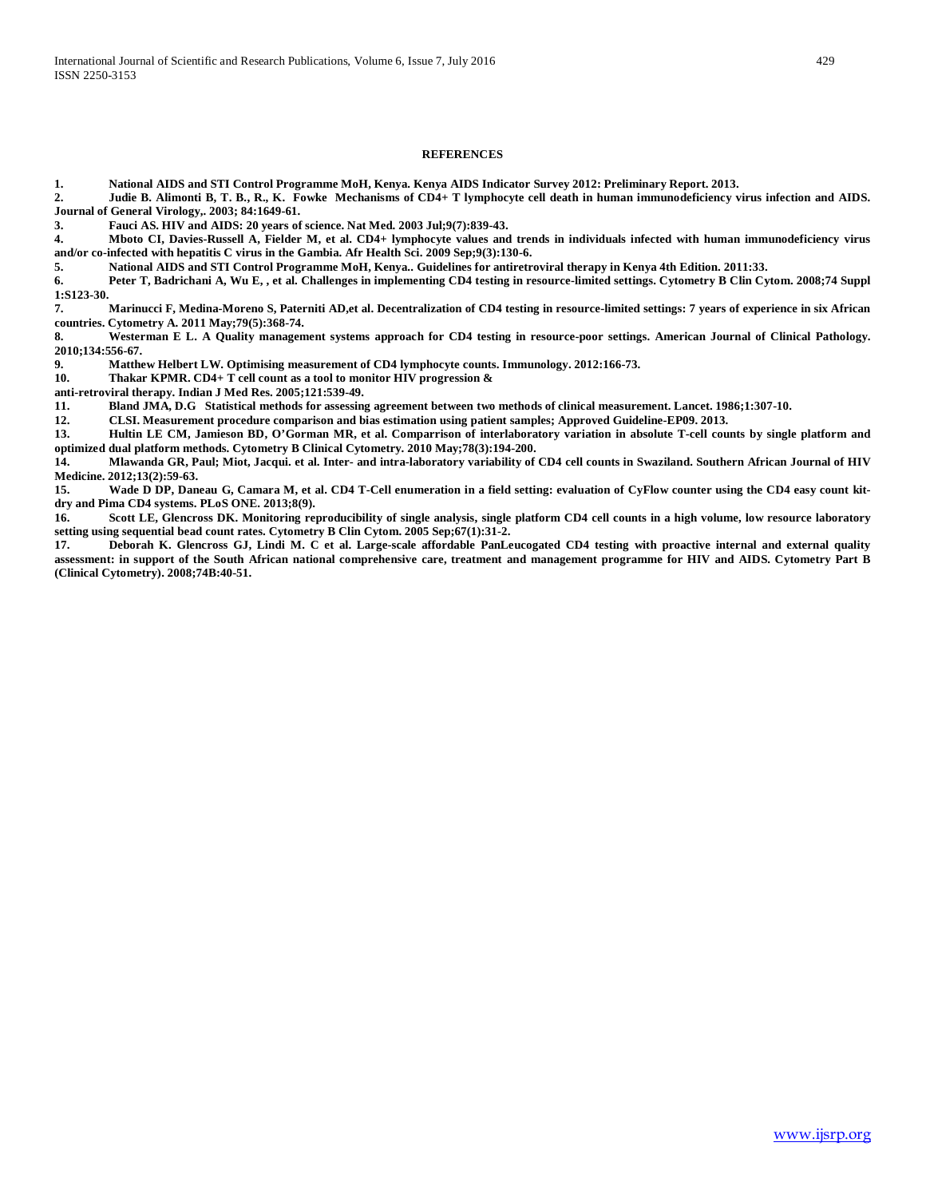## REFERENCES

1. National AIDS and STI Control Programme MoH, Kenya. Kenya AIDS Indicator Survey 2012: Preliminary Report. 2013.
2. Judie B. Alimonti B, T. B., R., K. Fowke Mechanisms of CD4+ T lymphocyte cell death in human immunodeficiency virus infection and AIDS. Journal of General Virology,. 2003; 84:1649-61.
3. Fauci AS. HIV and AIDS: 20 years of science. Nat Med. 2003 Jul;9(7):839-43.
4. Mboto CI, Davies-Russell A, Fielder M, et al. CD4+ lymphocyte values and trends in individuals infected with human immunodeficiency virus and/or co-infected with hepatitis C virus in the Gambia. Afr Health Sci. 2009 Sep;9(3):130-6.
5. National AIDS and STI Control Programme MoH, Kenya.. Guidelines for antiretroviral therapy in Kenya 4th Edition. 2011:33.
6. Peter T, Badrichani A, Wu E, , et al. Challenges in implementing CD4 testing in resource-limited settings. Cytometry B Clin Cytom. 2008;74 Suppl 1:S123-30.
7. Marinucci F, Medina-Moreno S, Paterniti AD,et al. Decentralization of CD4 testing in resource-limited settings: 7 years of experience in six African countries. Cytometry A. 2011 May;79(5):368-74.
8. Westerman E L. A Quality management systems approach for CD4 testing in resource-poor settings. American Journal of Clinical Pathology. 2010;134:556-67.
9. Matthew Helbert LW. Optimising measurement of CD4 lymphocyte counts. Immunology. 2012:166-73.
10. Thakar KPMR. CD4+ T cell count as a tool to monitor HIV progression & anti-retroviral therapy. Indian J Med Res. 2005;121:539-49.
11. Bland JMA, D.G Statistical methods for assessing agreement between two methods of clinical measurement. Lancet. 1986;1:307-10.
12. CLSI. Measurement procedure comparison and bias estimation using patient samples; Approved Guideline-EP09. 2013.
13. Hultin LE CM, Jamieson BD, O'Gorman MR, et al. Comparrison of interlaboratory variation in absolute T-cell counts by single platform and optimized dual platform methods. Cytometry B Clinical Cytometry. 2010 May;78(3):194-200.
14. Mlawanda GR, Paul; Miot, Jacqui. et al. Inter- and intra-laboratory variability of CD4 cell counts in Swaziland. Southern African Journal of HIV Medicine. 2012;13(2):59-63.
15. Wade D DP, Daneau G, Camara M, et al. CD4 T-Cell enumeration in a field setting: evaluation of CyFlow counter using the CD4 easy count kit-dry and Pima CD4 systems. PLoS ONE. 2013;8(9).
16. Scott LE, Glencross DK. Monitoring reproducibility of single analysis, single platform CD4 cell counts in a high volume, low resource laboratory setting using sequential bead count rates. Cytometry B Clin Cytom. 2005 Sep;67(1):31-2.
17. Deborah K. Glencross GJ, Lindi M. C et al. Large-scale affordable PanLeucogated CD4 testing with proactive internal and external quality assessment: in support of the South African national comprehensive care, treatment and management programme for HIV and AIDS. Cytometry Part B (Clinical Cytometry). 2008;74B:40-51.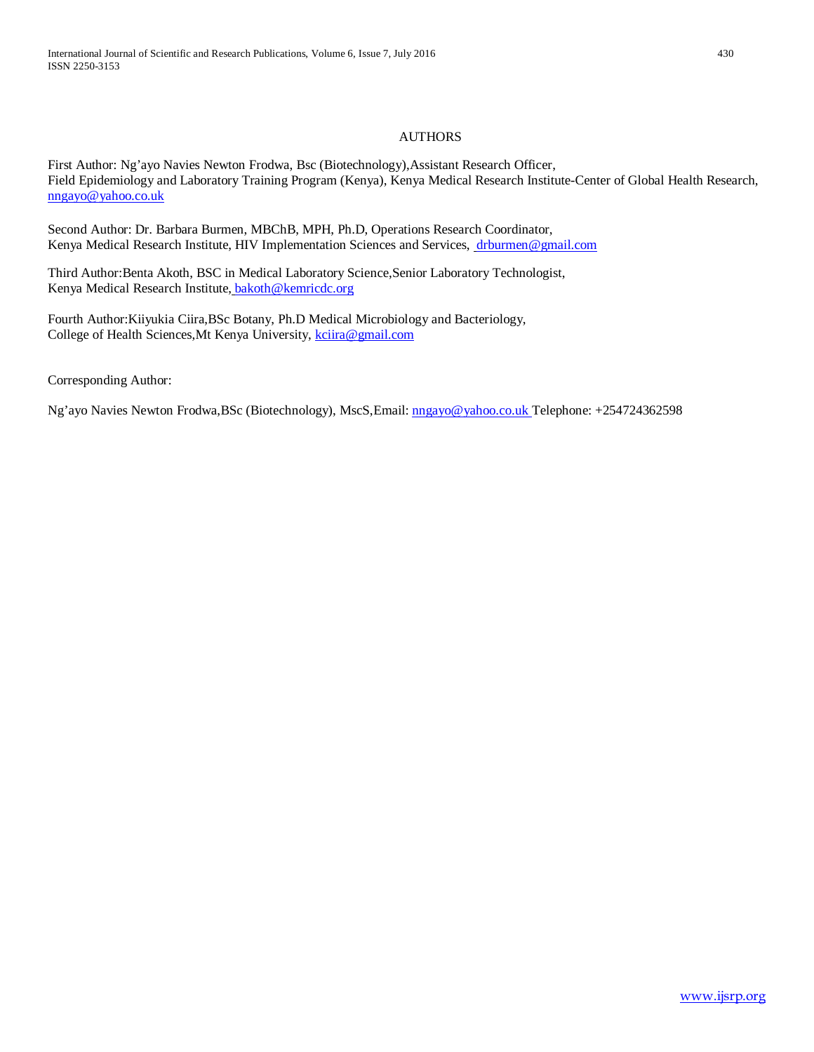## AUTHORS

First Author: Ng'ayo Navies Newton Frodwa, Bsc (Biotechnology),Assistant Research Officer,
Field Epidemiology and Laboratory Training Program (Kenya), Kenya Medical Research Institute-Center of Global Health Research, nngayo@yahoo.co.uk

Second Author: Dr. Barbara Burmen, MBChB, MPH, Ph.D, Operations Research Coordinator,
Kenya Medical Research Institute, HIV Implementation Sciences and Services, drburmen@gmail.com

Third Author:Benta Akoth, BSC in Medical Laboratory Science,Senior Laboratory Technologist,
Kenya Medical Research Institute, bakoth@kemricdc.org

Fourth Author:Kiiyukia Ciira,BSc Botany, Ph.D Medical Microbiology and Bacteriology,
College of Health Sciences,Mt Kenya University, kciira@gmail.com

Corresponding Author:

Ng'ayo Navies Newton Frodwa,BSc (Biotechnology), MscS,Email: nngayo@yahoo.co.uk Telephone: +254724362598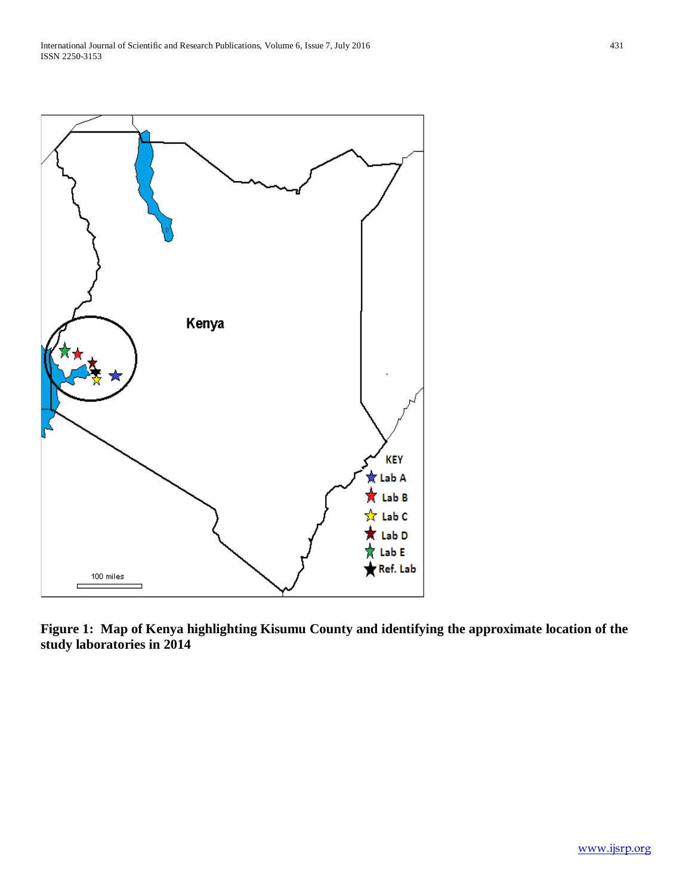**Figure 1: Map of Kenya highlighting Kisumu County and identifying the approximate location of the study laboratories in 2014**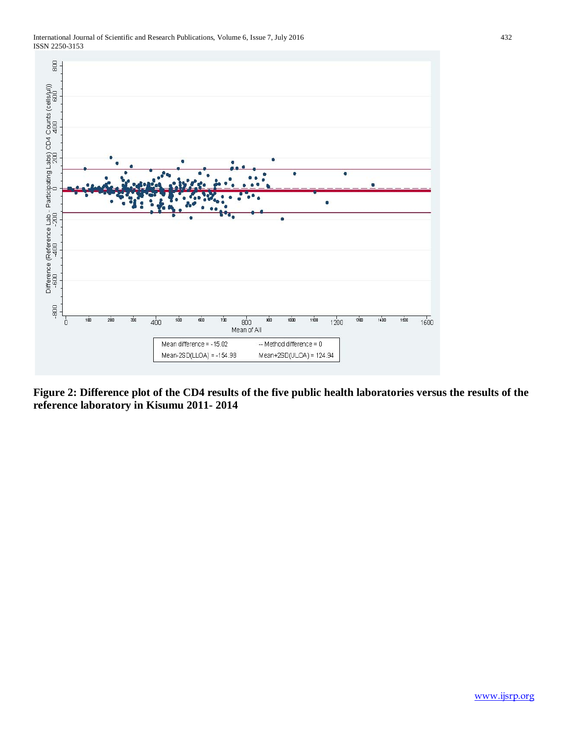**Figure 2: Difference plot of the CD4 results of the five public health laboratories versus the results of the reference laboratory in Kisumu 2011- 2014**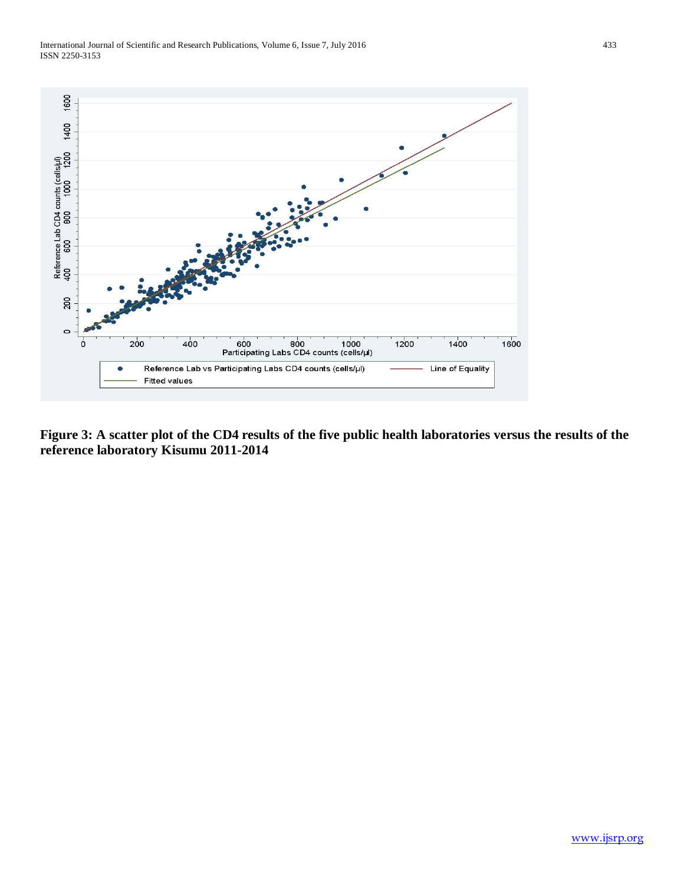**Figure 3: A scatter plot of the CD4 results of the five public health laboratories versus the results of the reference laboratory Kisumu 2011-2014**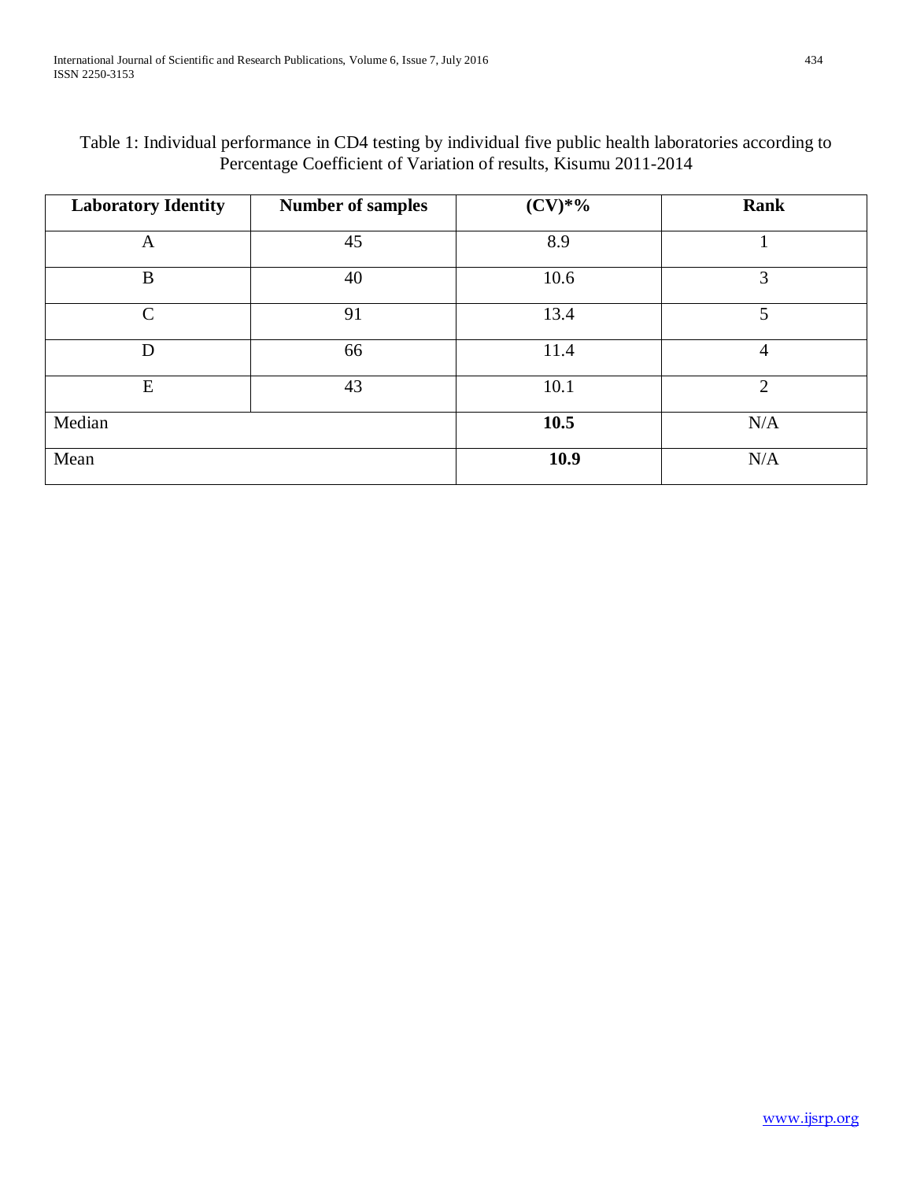Table 1: Individual performance in CD4 testing by individual five public health laboratories according to Percentage Coefficient of Variation of results, Kisumu 2011-2014

| Laboratory Identity | Number of samples | (CV)*% | Rank |
|---|---|---|---|
| A | 45 | 8.9 | 1 |
| B | 40 | 10.6 | 3 |
| C | 91 | 13.4 | 5 |
| D | 66 | 11.4 | 4 |
| E | 43 | 10.1 | 2 |
| Median | | **10.5** | N/A |
| Mean | | **10.9** | N/A |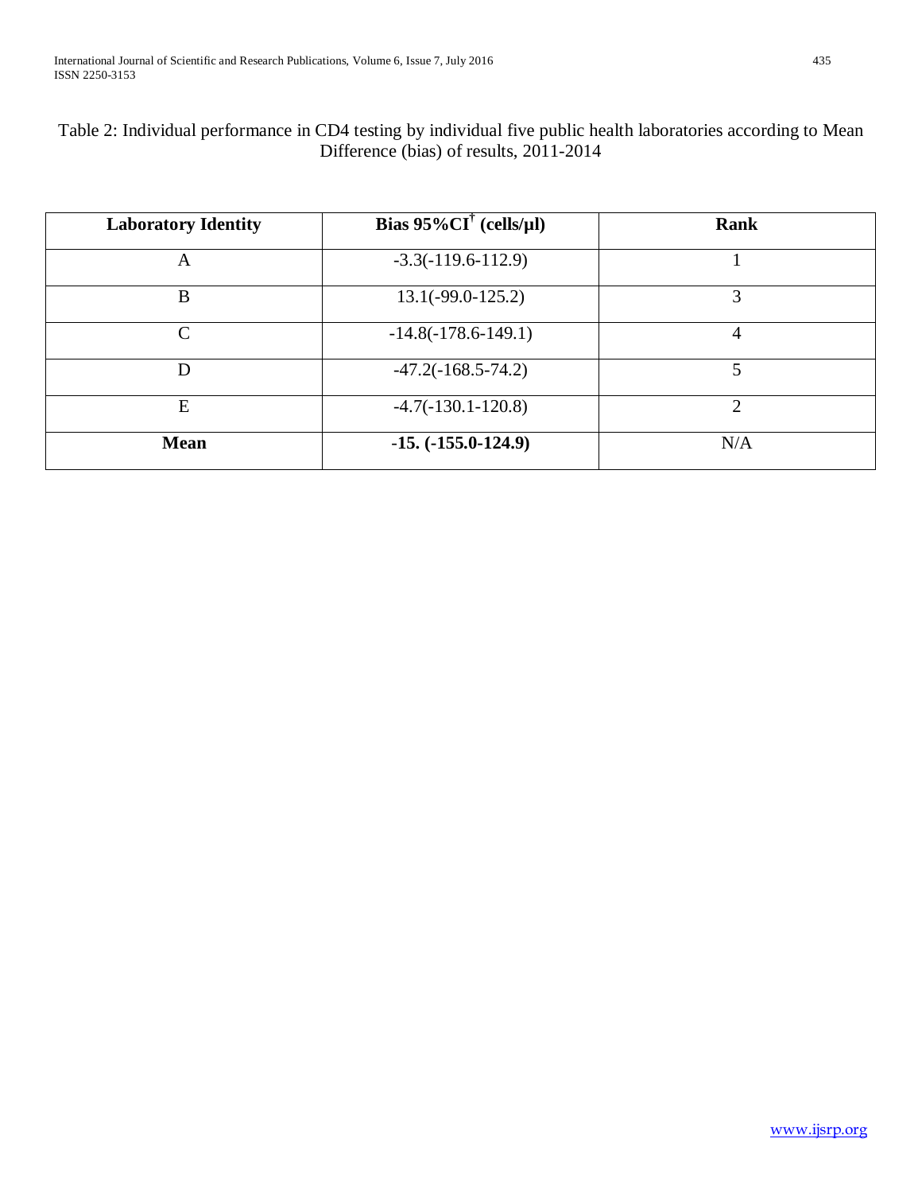Table 2: Individual performance in CD4 testing by individual five public health laboratories according to Mean Difference (bias) of results, 2011-2014

| **Laboratory Identity** | **Bias 95%CI[†] (cells/µl)** | **Rank** |
|---|---|---|
| A | -3.3(-119.6-112.9) | 1 |
| B | 13.1(-99.0-125.2) | 3 |
| C | -14.8(-178.6-149.1) | 4 |
| D | -47.2(-168.5-74.2) | 5 |
| E | -4.7(-130.1-120.8) | 2 |
| **Mean** | **-15. (-155.0-124.9)** | N/A |